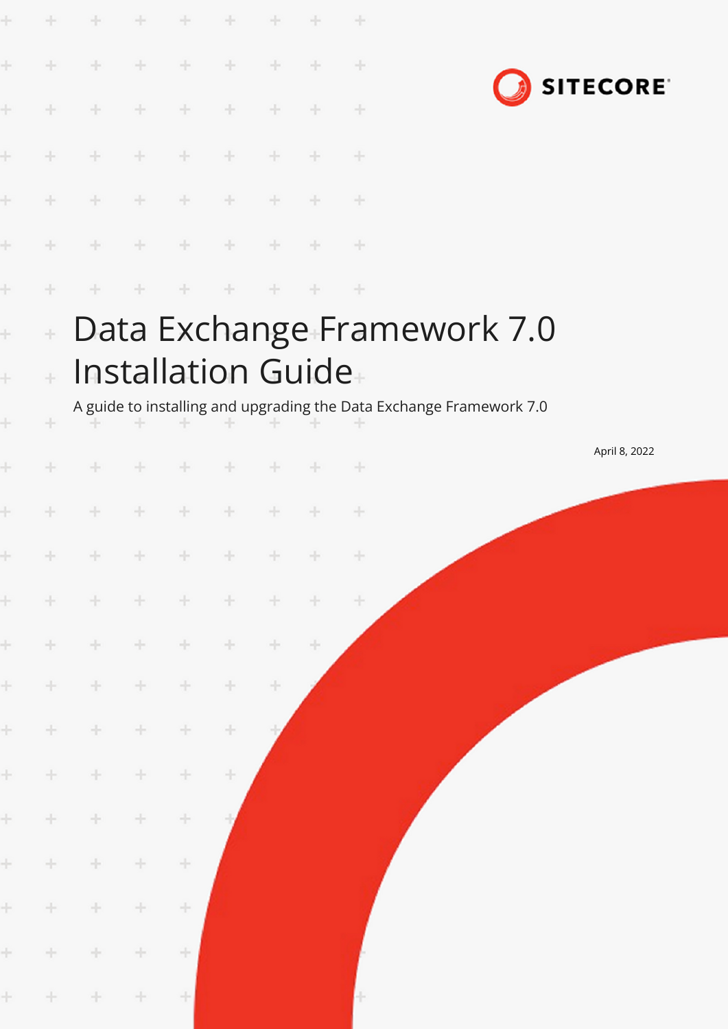SITECORE

# Data Exchange Framework 7.0 Installation Guide

A guide to installing and upgrading the Data Exchange Framework 7.0

April 8, 2022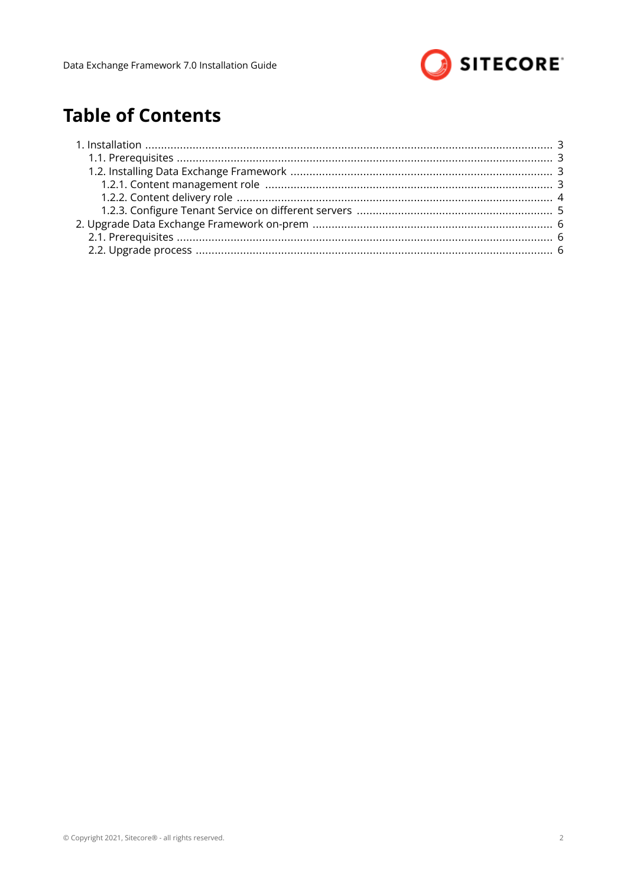# Table of Contents

- 1. Installation ..... 3
  - 1.1. Prerequisites ..... 3
  - 1.2. Installing Data Exchange Framework ..... 3
    - 1.2.1. Content management role ..... 3
    - 1.2.2. Content delivery role ..... 4
    - 1.2.3. Configure Tenant Service on different servers ..... 5
- 2. Upgrade Data Exchange Framework on-prem ..... 6
  - 2.1. Prerequisites ..... 6
  - 2.2. Upgrade process ..... 6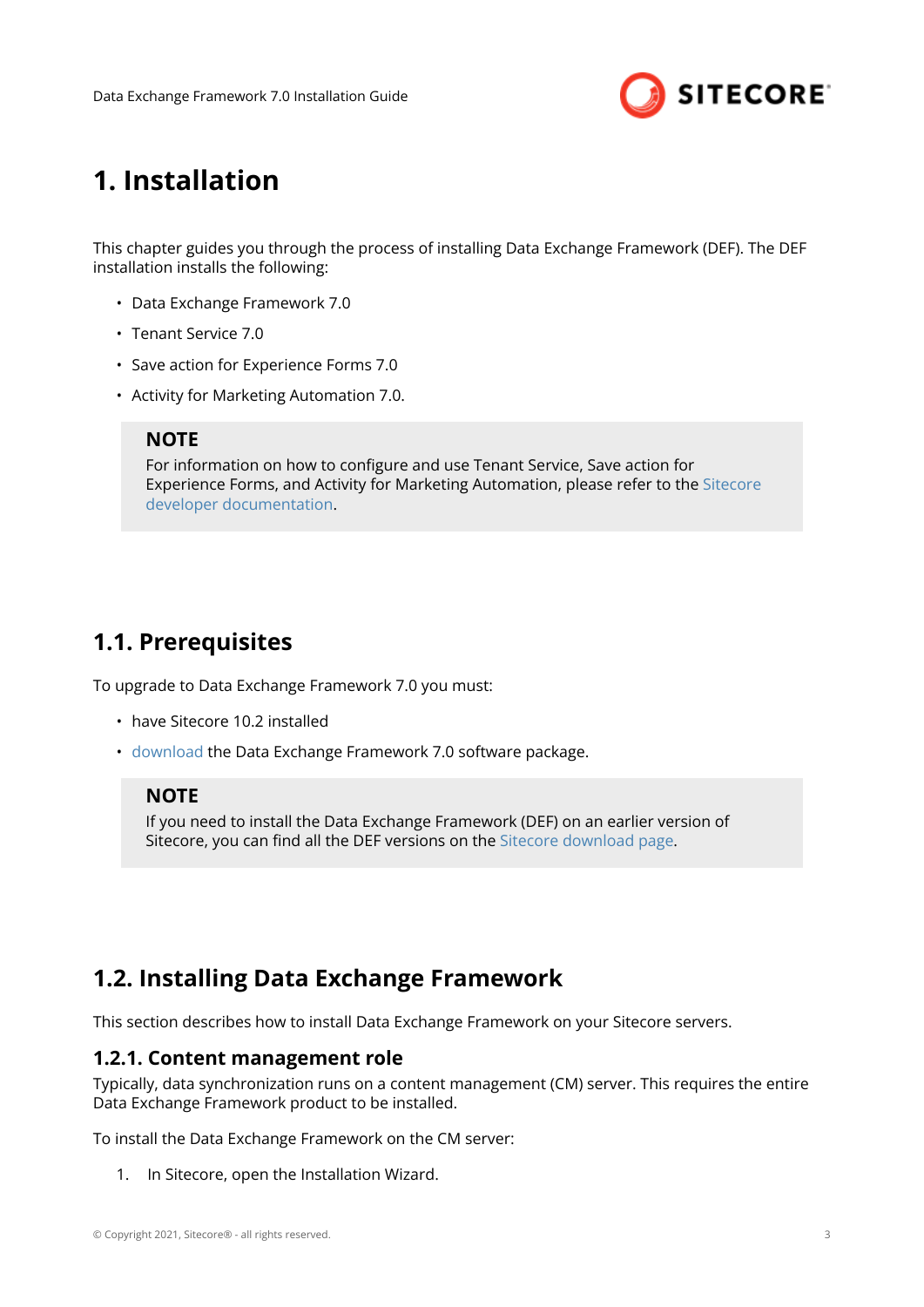# 1. Installation

This chapter guides you through the process of installing Data Exchange Framework (DEF). The DEF installation installs the following:

- Data Exchange Framework 7.0
- Tenant Service 7.0
- Save action for Experience Forms 7.0
- Activity for Marketing Automation 7.0.

> **NOTE**
> For information on how to configure and use Tenant Service, Save action for Experience Forms, and Activity for Marketing Automation, please refer to the Sitecore developer documentation.

## 1.1. Prerequisites

To upgrade to Data Exchange Framework 7.0 you must:

- have Sitecore 10.2 installed
- download the Data Exchange Framework 7.0 software package.

> **NOTE**
> If you need to install the Data Exchange Framework (DEF) on an earlier version of Sitecore, you can find all the DEF versions on the Sitecore download page.

## 1.2. Installing Data Exchange Framework

This section describes how to install Data Exchange Framework on your Sitecore servers.

### 1.2.1. Content management role

Typically, data synchronization runs on a content management (CM) server. This requires the entire Data Exchange Framework product to be installed.

To install the Data Exchange Framework on the CM server:

1. In Sitecore, open the Installation Wizard.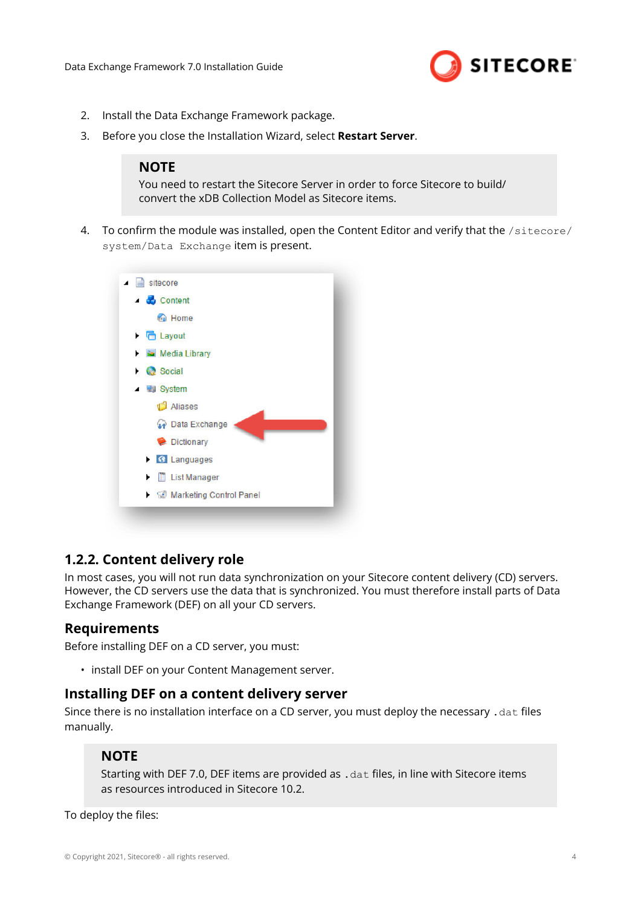2. Install the Data Exchange Framework package.
3. Before you close the Installation Wizard, select **Restart Server**.

   > **NOTE**
   > You need to restart the Sitecore Server in order to force Sitecore to build/convert the xDB Collection Model as Sitecore items.

4. To confirm the module was installed, open the Content Editor and verify that the `/sitecore/system/Data Exchange` item is present.

### 1.2.2. Content delivery role

In most cases, you will not run data synchronization on your Sitecore content delivery (CD) servers. However, the CD servers use the data that is synchronized. You must therefore install parts of Data Exchange Framework (DEF) on all your CD servers.

#### Requirements

Before installing DEF on a CD server, you must:

- install DEF on your Content Management server.

#### Installing DEF on a content delivery server

Since there is no installation interface on a CD server, you must deploy the necessary `.dat` files manually.

> **NOTE**
> Starting with DEF 7.0, DEF items are provided as `.dat` files, in line with Sitecore items as resources introduced in Sitecore 10.2.

To deploy the files: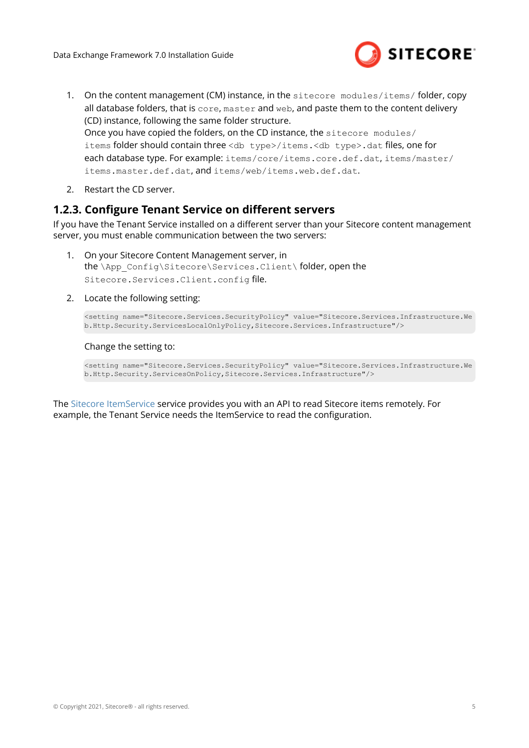1. On the content management (CM) instance, in the `sitecore modules/items/` folder, copy all database folders, that is `core`, `master` and `web`, and paste them to the content delivery (CD) instance, following the same folder structure.
   Once you have copied the folders, on the CD instance, the `sitecore modules/items` folder should contain three `<db type>/items.<db type>.dat` files, one for each database type. For example: `items/core/items.core.def.dat`, `items/master/items.master.def.dat`, and `items/web/items.web.def.dat`.

2. Restart the CD server.

### 1.2.3. Configure Tenant Service on different servers

If you have the Tenant Service installed on a different server than your Sitecore content management server, you must enable communication between the two servers:

1. On your Sitecore Content Management server, in the `\App_Config\Sitecore\Services.Client\` folder, open the `Sitecore.Services.Client.config` file.

2. Locate the following setting:

   ```
   <setting name="Sitecore.Services.SecurityPolicy" value="Sitecore.Services.Infrastructure.Web.Http.Security.ServicesLocalOnlyPolicy,Sitecore.Services.Infrastructure"/>
   ```

   Change the setting to:

   ```
   <setting name="Sitecore.Services.SecurityPolicy" value="Sitecore.Services.Infrastructure.Web.Http.Security.ServicesOnPolicy,Sitecore.Services.Infrastructure"/>
   ```

The Sitecore ItemService service provides you with an API to read Sitecore items remotely. For example, the Tenant Service needs the ItemService to read the configuration.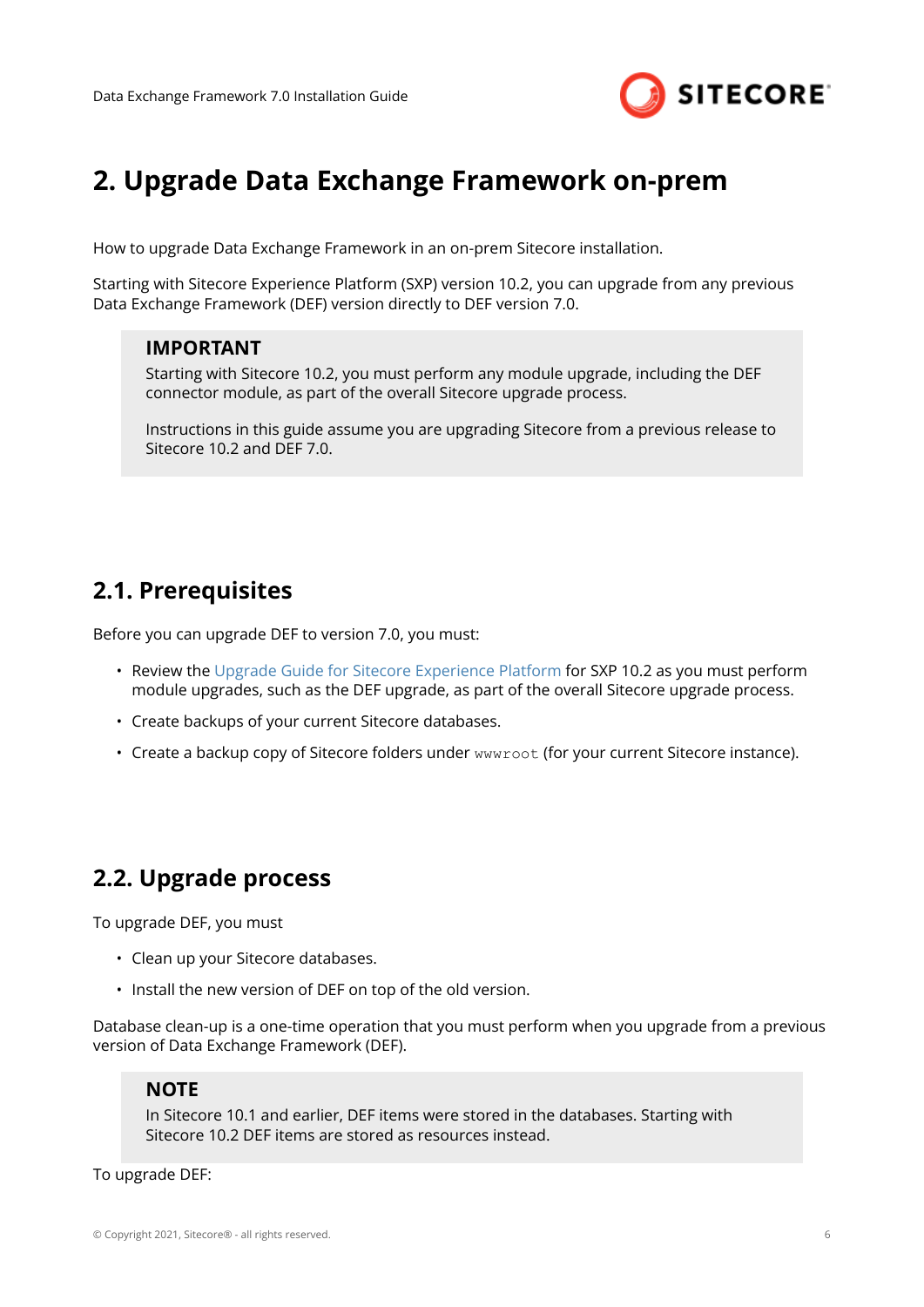# 2. Upgrade Data Exchange Framework on-prem

How to upgrade Data Exchange Framework in an on-prem Sitecore installation.

Starting with Sitecore Experience Platform (SXP) version 10.2, you can upgrade from any previous Data Exchange Framework (DEF) version directly to DEF version 7.0.

> **IMPORTANT**
>
> Starting with Sitecore 10.2, you must perform any module upgrade, including the DEF connector module, as part of the overall Sitecore upgrade process.
>
> Instructions in this guide assume you are upgrading Sitecore from a previous release to Sitecore 10.2 and DEF 7.0.

## 2.1. Prerequisites

Before you can upgrade DEF to version 7.0, you must:

- Review the Upgrade Guide for Sitecore Experience Platform for SXP 10.2 as you must perform module upgrades, such as the DEF upgrade, as part of the overall Sitecore upgrade process.
- Create backups of your current Sitecore databases.
- Create a backup copy of Sitecore folders under `wwwroot` (for your current Sitecore instance).

## 2.2. Upgrade process

To upgrade DEF, you must

- Clean up your Sitecore databases.
- Install the new version of DEF on top of the old version.

Database clean-up is a one-time operation that you must perform when you upgrade from a previous version of Data Exchange Framework (DEF).

> **NOTE**
>
> In Sitecore 10.1 and earlier, DEF items were stored in the databases. Starting with Sitecore 10.2 DEF items are stored as resources instead.

To upgrade DEF: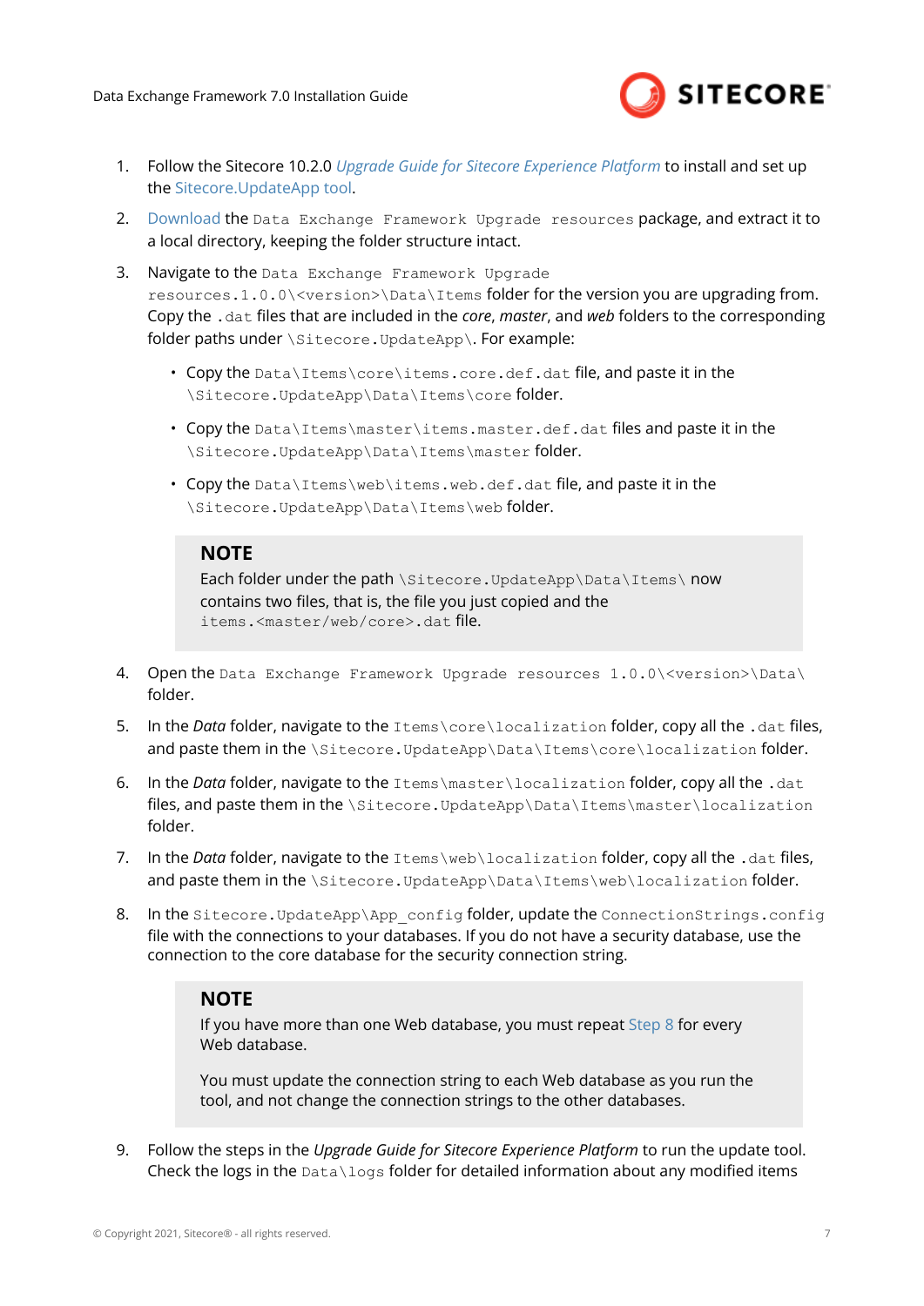1. Follow the Sitecore 10.2.0 *Upgrade Guide for Sitecore Experience Platform* to install and set up the Sitecore.UpdateApp tool.
2. Download the `Data Exchange Framework Upgrade resources` package, and extract it to a local directory, keeping the folder structure intact.
3. Navigate to the `Data Exchange Framework Upgrade resources.1.0.0\<version>\Data\Items` folder for the version you are upgrading from. Copy the `.dat` files that are included in the *core*, *master*, and *web* folders to the corresponding folder paths under `\Sitecore.UpdateApp\`. For example:
   - Copy the `Data\Items\core\items.core.def.dat` file, and paste it in the `\Sitecore.UpdateApp\Data\Items\core` folder.
   - Copy the `Data\Items\master\items.master.def.dat` files and paste it in the `\Sitecore.UpdateApp\Data\Items\master` folder.
   - Copy the `Data\Items\web\items.web.def.dat` file, and paste it in the `\Sitecore.UpdateApp\Data\Items\web` folder.

   > **NOTE**
   > Each folder under the path `\Sitecore.UpdateApp\Data\Items\` now contains two files, that is, the file you just copied and the `items.<master/web/core>.dat` file.

4. Open the `Data Exchange Framework Upgrade resources 1.0.0\<version>\Data\` folder.
5. In the *Data* folder, navigate to the `Items\core\localization` folder, copy all the `.dat` files, and paste them in the `\Sitecore.UpdateApp\Data\Items\core\localization` folder.
6. In the *Data* folder, navigate to the `Items\master\localization` folder, copy all the `.dat` files, and paste them in the `\Sitecore.UpdateApp\Data\Items\master\localization` folder.
7. In the *Data* folder, navigate to the `Items\web\localization` folder, copy all the `.dat` files, and paste them in the `\Sitecore.UpdateApp\Data\Items\web\localization` folder.
8. In the `Sitecore.UpdateApp\App_config` folder, update the `ConnectionStrings.config` file with the connections to your databases. If you do not have a security database, use the connection to the core database for the security connection string.

   > **NOTE**
   > If you have more than one Web database, you must repeat Step 8 for every Web database.
   >
   > You must update the connection string to each Web database as you run the tool, and not change the connection strings to the other databases.

9. Follow the steps in the *Upgrade Guide for Sitecore Experience Platform* to run the update tool. Check the logs in the `Data\logs` folder for detailed information about any modified items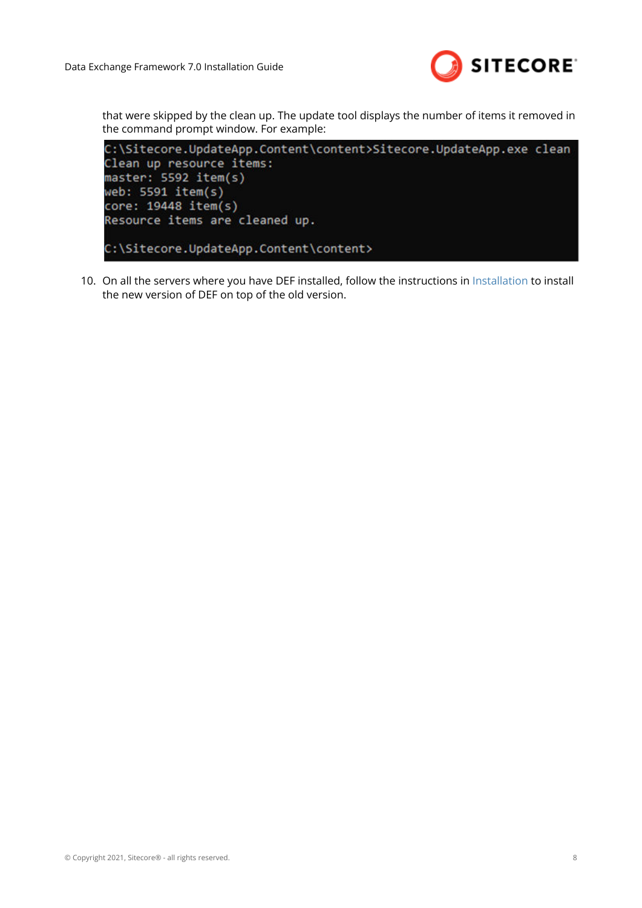that were skipped by the clean up. The update tool displays the number of items it removed in the command prompt window. For example:

```
C:\Sitecore.UpdateApp.Content\content>Sitecore.UpdateApp.exe clean
Clean up resource items:
master: 5592 item(s)
web: 5591 item(s)
core: 19448 item(s)
Resource items are cleaned up.

C:\Sitecore.UpdateApp.Content\content>
```

10. On all the servers where you have DEF installed, follow the instructions in Installation to install the new version of DEF on top of the old version.